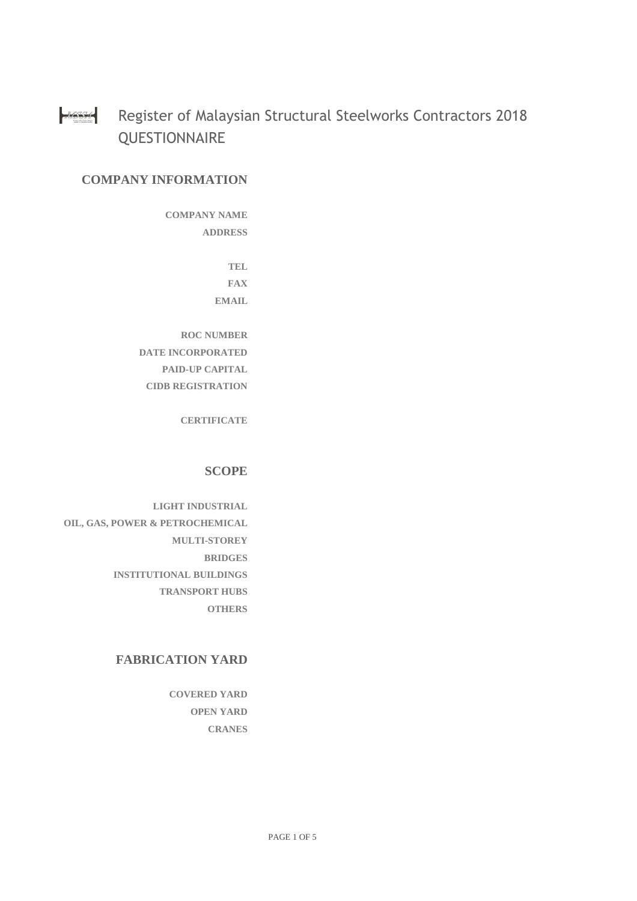# Register of Malaysian Structural Steelworks Contractors 2018 QUESTIONNAIRE

## COMPANY INFORMATION

**COMPANY NAME**

**ADDRESS**

**TEL**

**FAX**

**EMAIL**

**ROC NUMBER**

**DATE INCORPORATED**

**PAID-UP CAPITAL**

**CIDB REGISTRATION**

**CERTIFICATE**

## SCOPE

**LIGHT INDUSTRIAL**

**OIL, GAS, POWER & PETROCHEMICAL**

**MULTI-STOREY**

**BRIDGES**

**INSTITUTIONAL BUILDINGS**

**TRANSPORT HUBS**

**OTHERS**

## FABRICATION YARD

**COVERED YARD**

**OPEN YARD**

**CRANES**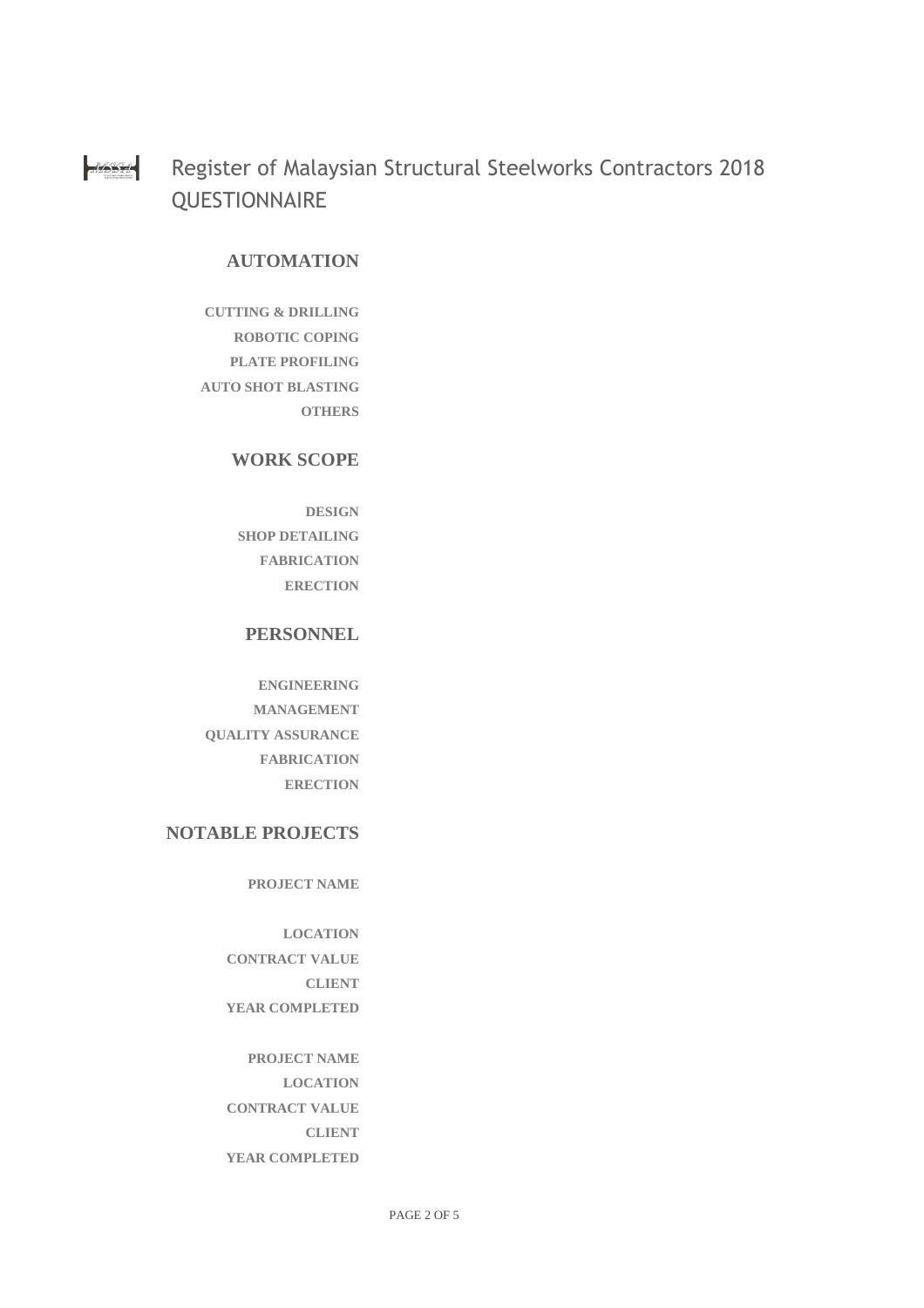# Register of Malaysian Structural Steelworks Contractors 2018 QUESTIONNAIRE

## AUTOMATION

**CUTTING & DRILLING**

**ROBOTIC COPING**

**PLATE PROFILING**

**AUTO SHOT BLASTING**

**OTHERS**

## WORK SCOPE

**DESIGN**

**SHOP DETAILING**

**FABRICATION**

**ERECTION**

## PERSONNEL

**ENGINEERING**

**MANAGEMENT**

**QUALITY ASSURANCE**

**FABRICATION**

**ERECTION**

## NOTABLE PROJECTS

**PROJECT NAME**

**LOCATION**

**CONTRACT VALUE**

**CLIENT**

**YEAR COMPLETED**

**PROJECT NAME**

**LOCATION**

**CONTRACT VALUE**

**CLIENT**

**YEAR COMPLETED**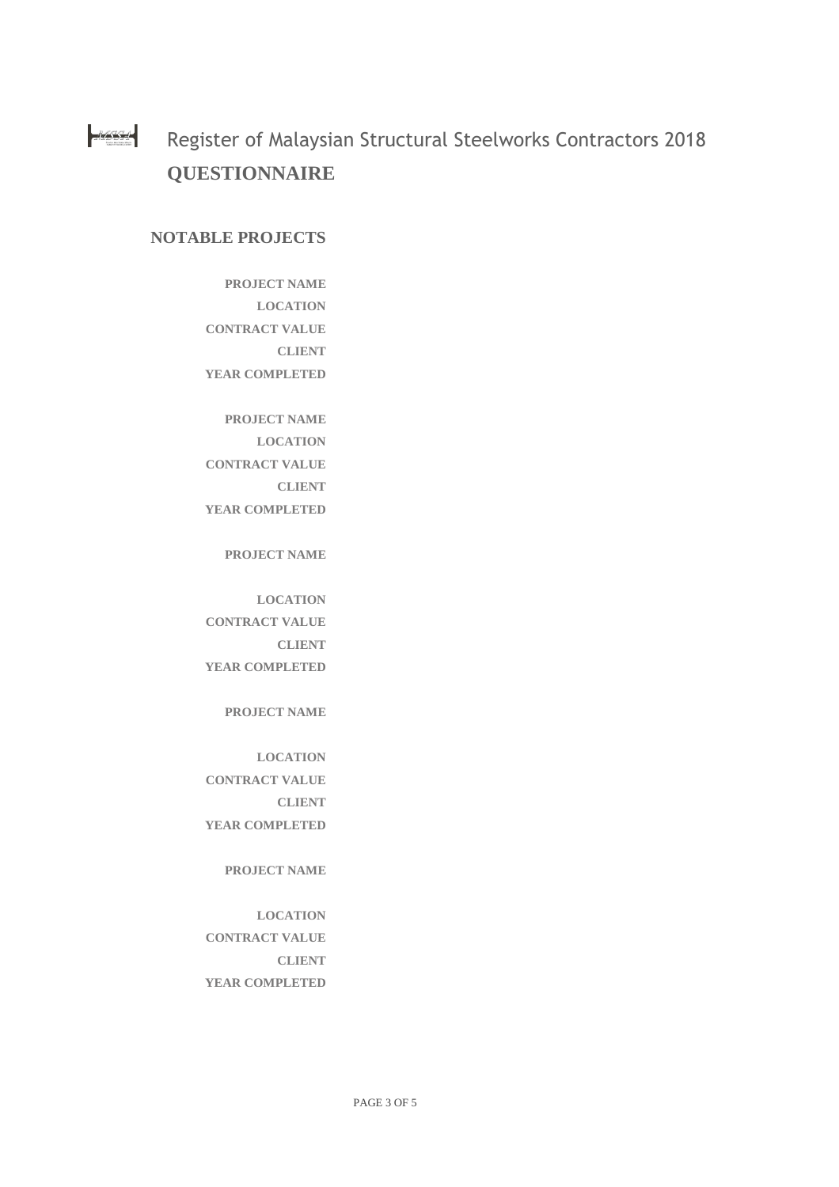Register of Malaysian Structural Steelworks Contractors 2018

# QUESTIONNAIRE

## NOTABLE PROJECTS

**PROJECT NAME**
**LOCATION**
**CONTRACT VALUE**
**CLIENT**
**YEAR COMPLETED**

**PROJECT NAME**
**LOCATION**
**CONTRACT VALUE**
**CLIENT**
**YEAR COMPLETED**

**PROJECT NAME**

**LOCATION**
**CONTRACT VALUE**
**CLIENT**
**YEAR COMPLETED**

**PROJECT NAME**

**LOCATION**
**CONTRACT VALUE**
**CLIENT**
**YEAR COMPLETED**

**PROJECT NAME**

**LOCATION**
**CONTRACT VALUE**
**CLIENT**
**YEAR COMPLETED**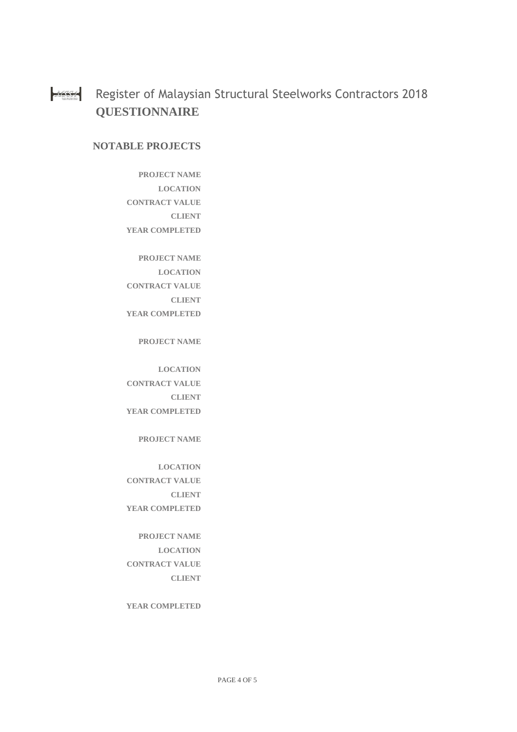# Register of Malaysian Structural Steelworks Contractors 2018
## QUESTIONNAIRE

### NOTABLE PROJECTS

**PROJECT NAME**
**LOCATION**
**CONTRACT VALUE**
**CLIENT**
**YEAR COMPLETED**

**PROJECT NAME**
**LOCATION**
**CONTRACT VALUE**
**CLIENT**
**YEAR COMPLETED**

**PROJECT NAME**

**LOCATION**
**CONTRACT VALUE**
**CLIENT**
**YEAR COMPLETED**

**PROJECT NAME**

**LOCATION**
**CONTRACT VALUE**
**CLIENT**
**YEAR COMPLETED**

**PROJECT NAME**
**LOCATION**
**CONTRACT VALUE**
**CLIENT**

**YEAR COMPLETED**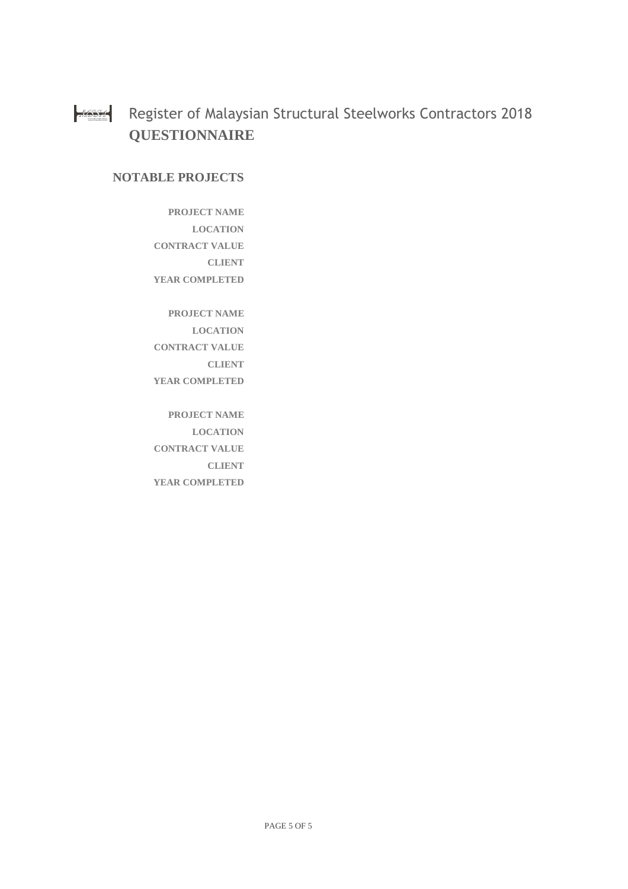# Register of Malaysian Structural Steelworks Contractors 2018
## QUESTIONNAIRE

### NOTABLE PROJECTS

**PROJECT NAME**
**LOCATION**
**CONTRACT VALUE**
**CLIENT**
**YEAR COMPLETED**

**PROJECT NAME**
**LOCATION**
**CONTRACT VALUE**
**CLIENT**
**YEAR COMPLETED**

**PROJECT NAME**
**LOCATION**
**CONTRACT VALUE**
**CLIENT**
**YEAR COMPLETED**